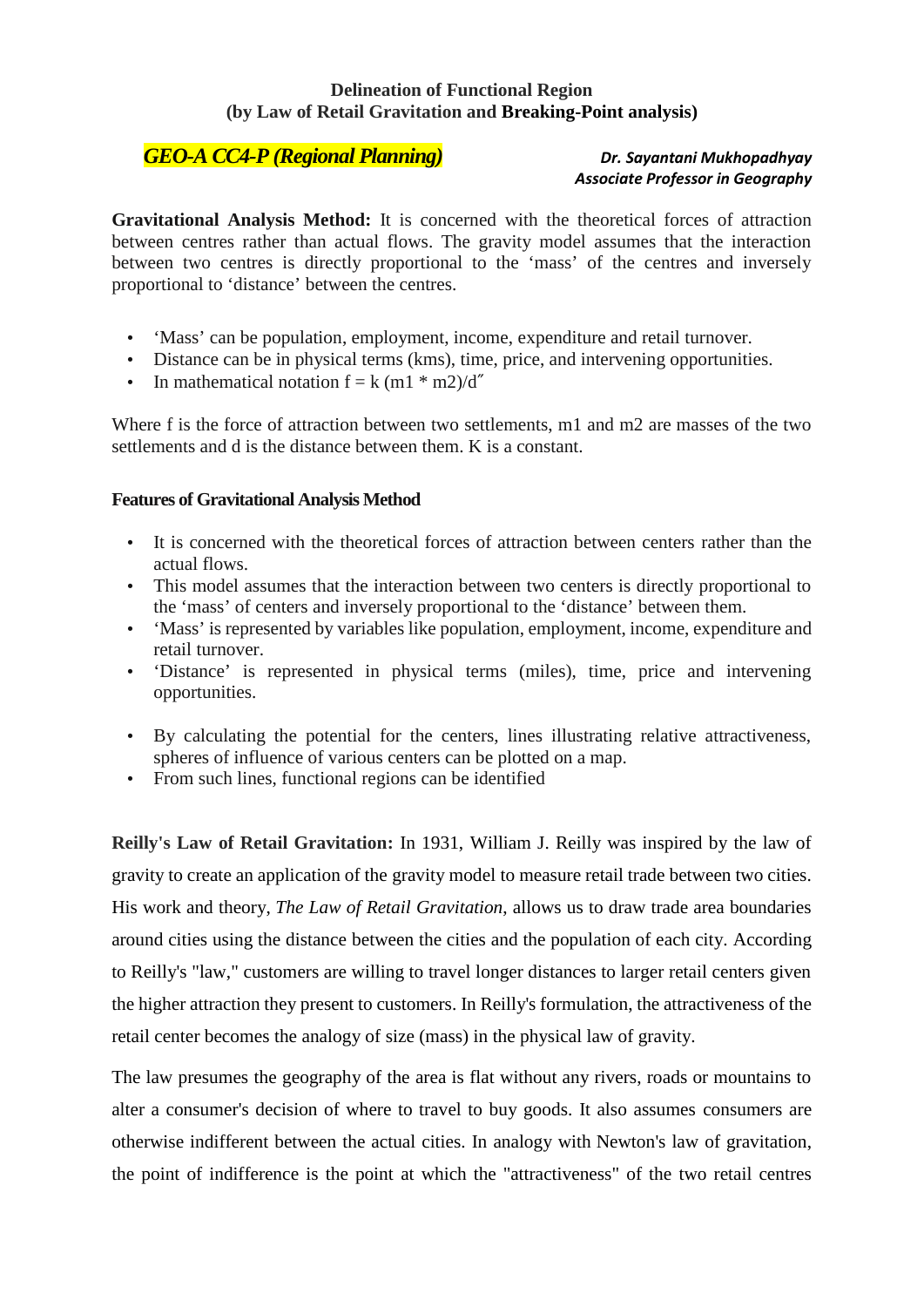**Delineation of Functional Region**
**(by Law of Retail Gravitation and Breaking-Point analysis)**

*GEO-A CC4-P (Regional Planning)*

***Dr. Sayantani Mukhopadhyay***
***Associate Professor in Geography***

**Gravitational Analysis Method:** It is concerned with the theoretical forces of attraction between centres rather than actual flows. The gravity model assumes that the interaction between two centres is directly proportional to the 'mass' of the centres and inversely proportional to 'distance' between the centres.

- 'Mass' can be population, employment, income, expenditure and retail turnover.
- Distance can be in physical terms (kms), time, price, and intervening opportunities.
- In mathematical notation $f = k\,(m1 * m2)/d''$

Where f is the force of attraction between two settlements, m1 and m2 are masses of the two settlements and d is the distance between them. K is a constant.

**Features of Gravitational Analysis Method**

- It is concerned with the theoretical forces of attraction between centers rather than the actual flows.
- This model assumes that the interaction between two centers is directly proportional to the 'mass' of centers and inversely proportional to the 'distance' between them.
- 'Mass' is represented by variables like population, employment, income, expenditure and retail turnover.
- 'Distance' is represented in physical terms (miles), time, price and intervening opportunities.

- By calculating the potential for the centers, lines illustrating relative attractiveness, spheres of influence of various centers can be plotted on a map.
- From such lines, functional regions can be identified

**Reilly's Law of Retail Gravitation:** In 1931, William J. Reilly was inspired by the law of gravity to create an application of the gravity model to measure retail trade between two cities. His work and theory, *The Law of Retail Gravitation*, allows us to draw trade area boundaries around cities using the distance between the cities and the population of each city. According to Reilly's "law," customers are willing to travel longer distances to larger retail centers given the higher attraction they present to customers. In Reilly's formulation, the attractiveness of the retail center becomes the analogy of size (mass) in the physical law of gravity.

The law presumes the geography of the area is flat without any rivers, roads or mountains to alter a consumer's decision of where to travel to buy goods. It also assumes consumers are otherwise indifferent between the actual cities. In analogy with Newton's law of gravitation, the point of indifference is the point at which the "attractiveness" of the two retail centres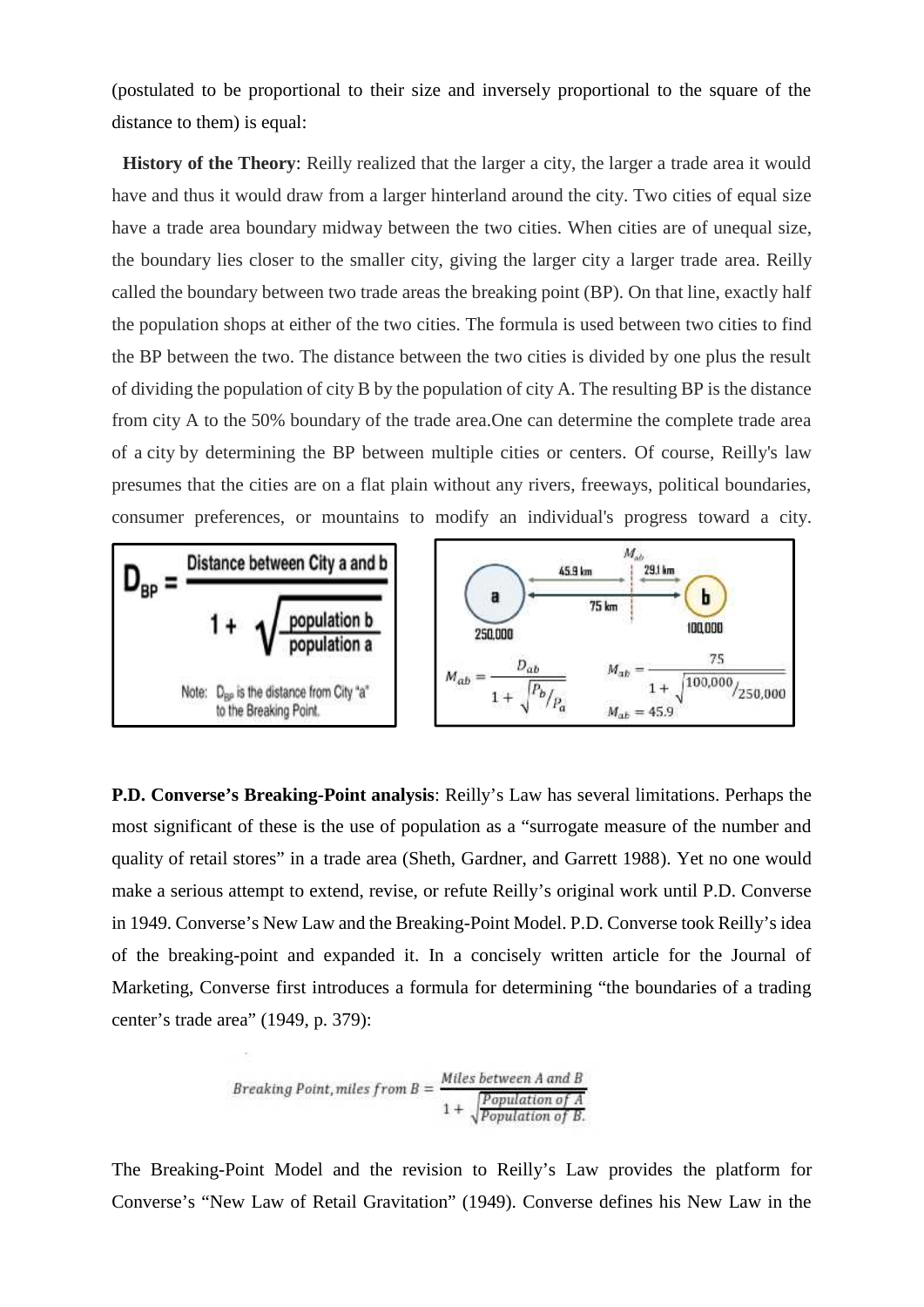(postulated to be proportional to their size and inversely proportional to the square of the distance to them) is equal:

**History of the Theory**: Reilly realized that the larger a city, the larger a trade area it would have and thus it would draw from a larger hinterland around the city. Two cities of equal size have a trade area boundary midway between the two cities. When cities are of unequal size, the boundary lies closer to the smaller city, giving the larger city a larger trade area. Reilly called the boundary between two trade areas the breaking point (BP). On that line, exactly half the population shops at either of the two cities. The formula is used between two cities to find the BP between the two. The distance between the two cities is divided by one plus the result of dividing the population of city B by the population of city A. The resulting BP is the distance from city A to the 50% boundary of the trade area.One can determine the complete trade area of a city by determining the BP between multiple cities or centers. Of course, Reilly's law presumes that the cities are on a flat plain without any rivers, freeways, political boundaries, consumer preferences, or mountains to modify an individual's progress toward a city.

$$D_{BP} = \frac{\text{Distance between City a and b}}{1 + \sqrt{\dfrac{\text{population b}}{\text{population a}}}}$$

Note: $D_{BP}$ is the distance from City "a" to the Breaking Point.

$M_{ab}$: a (250,000) — 45.9 km — | — 29.1 km — b (100,000); 75 km

$$M_{ab} = \frac{D_{ab}}{1 + \sqrt{P_b / P_a}} \qquad M_{ab} = \frac{75}{1 + \sqrt{100{,}000 / 250{,}000}} \qquad M_{ab} = 45.9$$

**P.D. Converse's Breaking-Point analysis**: Reilly's Law has several limitations. Perhaps the most significant of these is the use of population as a "surrogate measure of the number and quality of retail stores" in a trade area (Sheth, Gardner, and Garrett 1988). Yet no one would make a serious attempt to extend, revise, or refute Reilly's original work until P.D. Converse in 1949. Converse's New Law and the Breaking-Point Model. P.D. Converse took Reilly's idea of the breaking-point and expanded it. In a concisely written article for the Journal of Marketing, Converse first introduces a formula for determining "the boundaries of a trading center's trade area" (1949, p. 379):

$$\text{Breaking Point, miles from } B = \frac{\text{Miles between A and B}}{1 + \sqrt{\dfrac{\text{Population of A}}{\text{Population of B.}}}}$$

The Breaking-Point Model and the revision to Reilly's Law provides the platform for Converse's "New Law of Retail Gravitation" (1949). Converse defines his New Law in the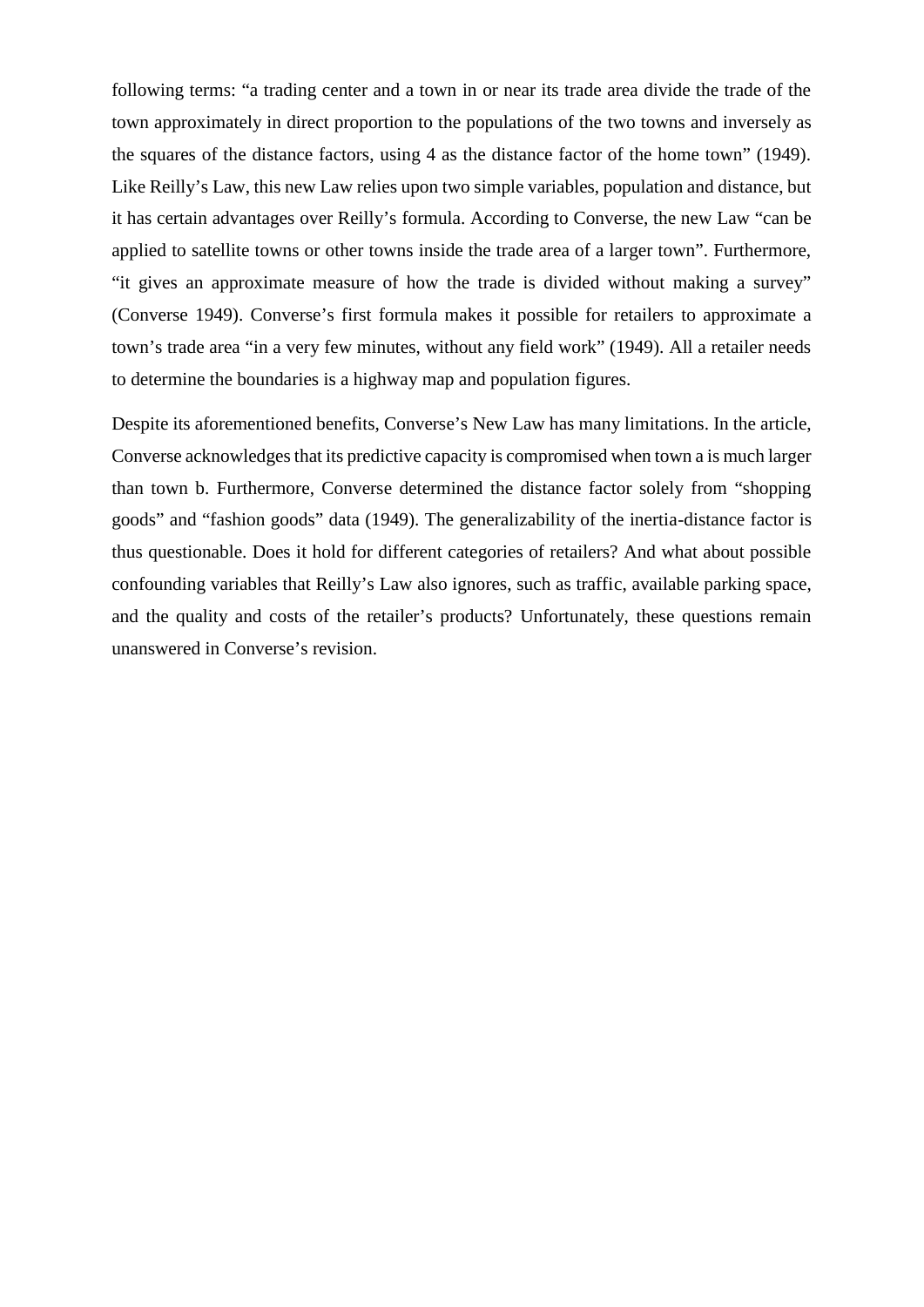following terms: "a trading center and a town in or near its trade area divide the trade of the town approximately in direct proportion to the populations of the two towns and inversely as the squares of the distance factors, using 4 as the distance factor of the home town" (1949). Like Reilly's Law, this new Law relies upon two simple variables, population and distance, but it has certain advantages over Reilly's formula. According to Converse, the new Law "can be applied to satellite towns or other towns inside the trade area of a larger town". Furthermore, "it gives an approximate measure of how the trade is divided without making a survey" (Converse 1949). Converse's first formula makes it possible for retailers to approximate a town's trade area "in a very few minutes, without any field work" (1949). All a retailer needs to determine the boundaries is a highway map and population figures.

Despite its aforementioned benefits, Converse's New Law has many limitations. In the article, Converse acknowledges that its predictive capacity is compromised when town a is much larger than town b. Furthermore, Converse determined the distance factor solely from "shopping goods" and "fashion goods" data (1949). The generalizability of the inertia-distance factor is thus questionable. Does it hold for different categories of retailers? And what about possible confounding variables that Reilly's Law also ignores, such as traffic, available parking space, and the quality and costs of the retailer's products? Unfortunately, these questions remain unanswered in Converse's revision.